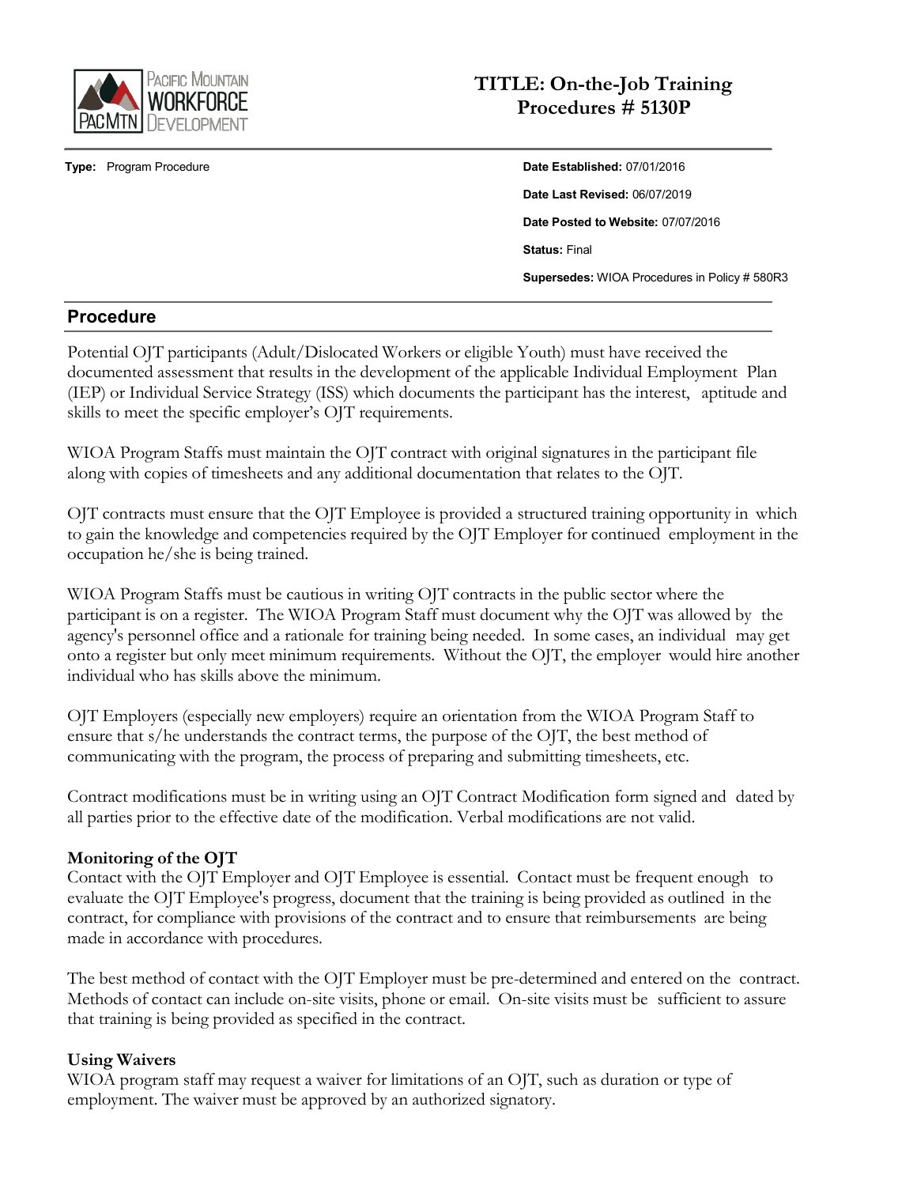Pacific Mountain Workforce Development (PacMtn)

# TITLE: On-the-Job Training Procedures # 5130P

**Type:** Program Procedure

**Date Established:** 07/01/2016

**Date Last Revised:** 06/07/2019

**Date Posted to Website:** 07/07/2016

**Status:** Final

**Supersedes:** WIOA Procedures in Policy # 580R3

## Procedure

Potential OJT participants (Adult/Dislocated Workers or eligible Youth) must have received the documented assessment that results in the development of the applicable Individual Employment Plan (IEP) or Individual Service Strategy (ISS) which documents the participant has the interest, aptitude and skills to meet the specific employer's OJT requirements.

WIOA Program Staffs must maintain the OJT contract with original signatures in the participant file along with copies of timesheets and any additional documentation that relates to the OJT.

OJT contracts must ensure that the OJT Employee is provided a structured training opportunity in which to gain the knowledge and competencies required by the OJT Employer for continued employment in the occupation he/she is being trained.

WIOA Program Staffs must be cautious in writing OJT contracts in the public sector where the participant is on a register. The WIOA Program Staff must document why the OJT was allowed by the agency's personnel office and a rationale for training being needed. In some cases, an individual may get onto a register but only meet minimum requirements. Without the OJT, the employer would hire another individual who has skills above the minimum.

OJT Employers (especially new employers) require an orientation from the WIOA Program Staff to ensure that s/he understands the contract terms, the purpose of the OJT, the best method of communicating with the program, the process of preparing and submitting timesheets, etc.

Contract modifications must be in writing using an OJT Contract Modification form signed and dated by all parties prior to the effective date of the modification. Verbal modifications are not valid.

### Monitoring of the OJT

Contact with the OJT Employer and OJT Employee is essential. Contact must be frequent enough to evaluate the OJT Employee's progress, document that the training is being provided as outlined in the contract, for compliance with provisions of the contract and to ensure that reimbursements are being made in accordance with procedures.

The best method of contact with the OJT Employer must be pre-determined and entered on the contract. Methods of contact can include on-site visits, phone or email. On-site visits must be sufficient to assure that training is being provided as specified in the contract.

### Using Waivers

WIOA program staff may request a waiver for limitations of an OJT, such as duration or type of employment. The waiver must be approved by an authorized signatory.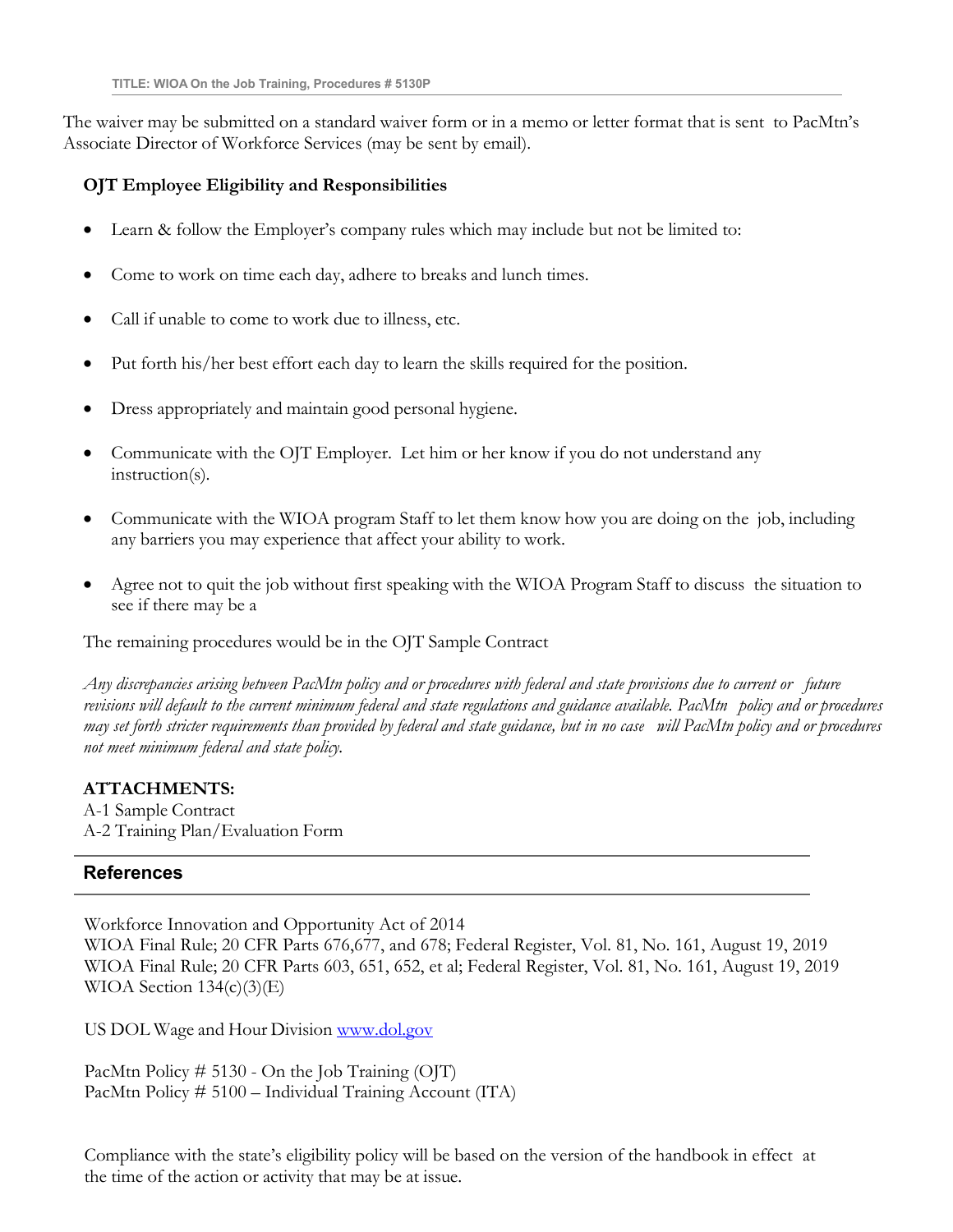The waiver may be submitted on a standard waiver form or in a memo or letter format that is sent to PacMtn's Associate Director of Workforce Services (may be sent by email).

**OJT Employee Eligibility and Responsibilities**

- Learn & follow the Employer's company rules which may include but not be limited to:
- Come to work on time each day, adhere to breaks and lunch times.
- Call if unable to come to work due to illness, etc.
- Put forth his/her best effort each day to learn the skills required for the position.
- Dress appropriately and maintain good personal hygiene.
- Communicate with the OJT Employer. Let him or her know if you do not understand any instruction(s).
- Communicate with the WIOA program Staff to let them know how you are doing on the job, including any barriers you may experience that affect your ability to work.
- Agree not to quit the job without first speaking with the WIOA Program Staff to discuss the situation to see if there may be a

The remaining procedures would be in the OJT Sample Contract

*Any discrepancies arising between PacMtn policy and or procedures with federal and state provisions due to current or future revisions will default to the current minimum federal and state regulations and guidance available. PacMtn policy and or procedures may set forth stricter requirements than provided by federal and state guidance, but in no case will PacMtn policy and or procedures not meet minimum federal and state policy.*

**ATTACHMENTS:**
A-1 Sample Contract
A-2 Training Plan/Evaluation Form

## References

Workforce Innovation and Opportunity Act of 2014
WIOA Final Rule; 20 CFR Parts 676,677, and 678; Federal Register, Vol. 81, No. 161, August 19, 2019
WIOA Final Rule; 20 CFR Parts 603, 651, 652, et al; Federal Register, Vol. 81, No. 161, August 19, 2019
WIOA Section 134(c)(3)(E)

US DOL Wage and Hour Division www.dol.gov

PacMtn Policy # 5130 - On the Job Training (OJT)
PacMtn Policy # 5100 – Individual Training Account (ITA)

Compliance with the state's eligibility policy will be based on the version of the handbook in effect at the time of the action or activity that may be at issue.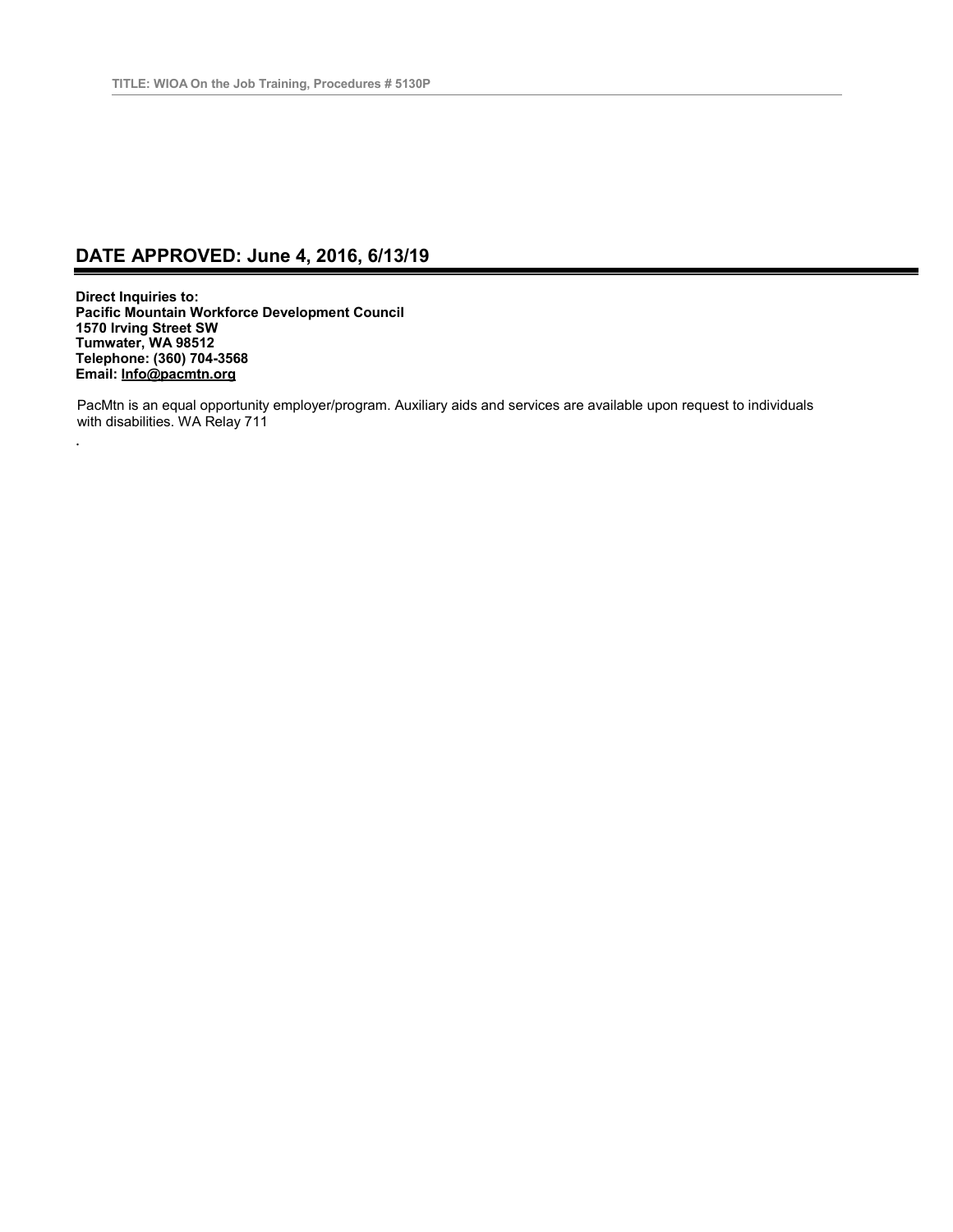## DATE APPROVED: June 4, 2016, 6/13/19

**Direct Inquiries to:**
**Pacific Mountain Workforce Development Council**
**1570 Irving Street SW**
**Tumwater, WA 98512**
**Telephone: (360) 704-3568**
**Email: Info@pacmtn.org**

PacMtn is an equal opportunity employer/program. Auxiliary aids and services are available upon request to individuals with disabilities. WA Relay 711

.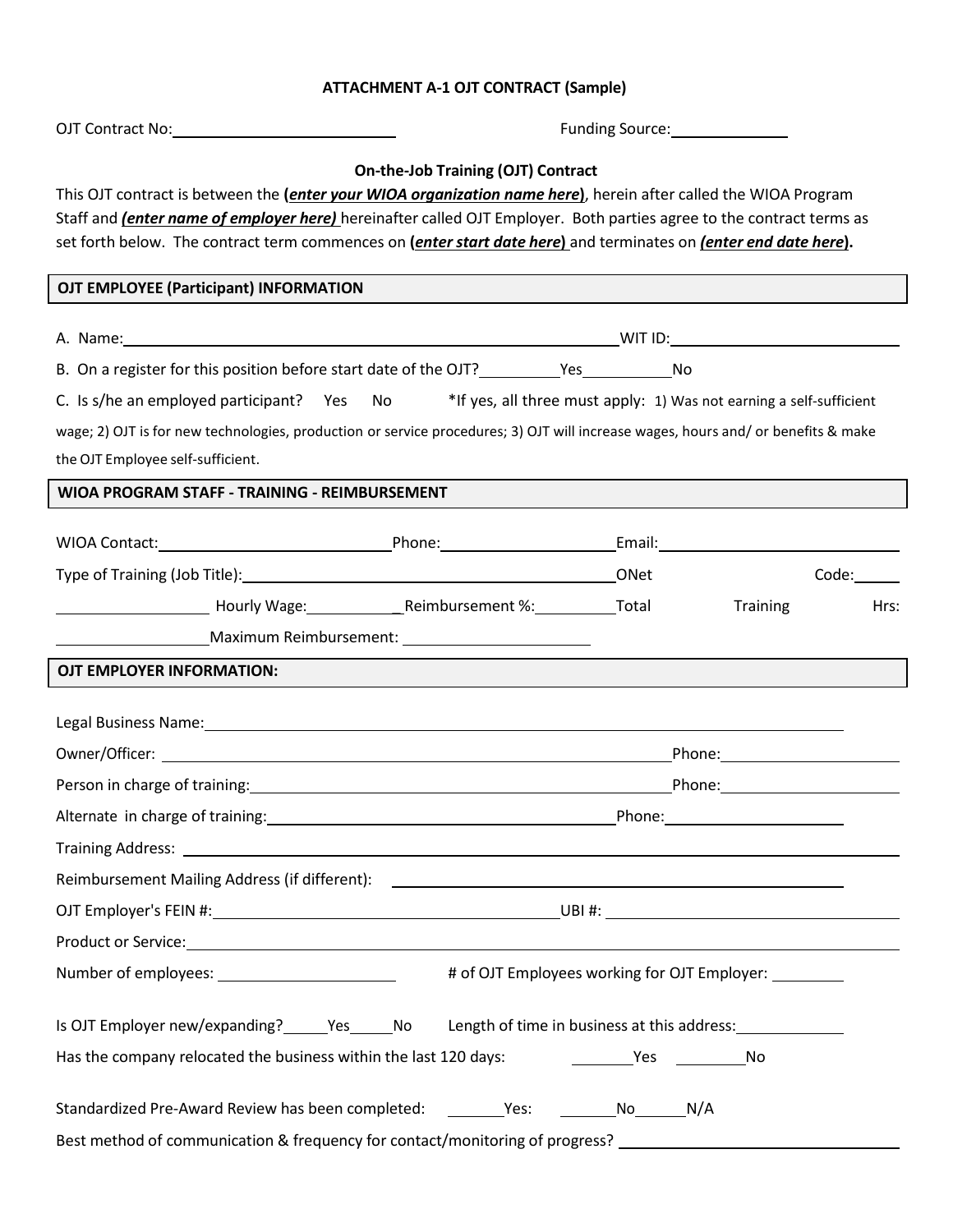# ATTACHMENT A-1 OJT CONTRACT (Sample)

OJT Contract No:____________________ Funding Source:__________

## On-the-Job Training (OJT) Contract

This OJT contract is between the (***enter your WIOA organization name here***), herein after called the WIOA Program Staff and ***(enter name of employer here)*** hereinafter called OJT Employer. Both parties agree to the contract terms as set forth below. The contract term commences on (***enter start date here***) and terminates on (***enter end date here***).

## OJT EMPLOYEE (Participant) INFORMATION

A. Name:______________________________ WIT ID:____________________

B. On a register for this position before start date of the OJT?________Yes________No

C. Is s/he an employed participant? Yes No *If yes, all three must apply: 1) Was not earning a self-sufficient wage; 2) OJT is for new technologies, production or service procedures; 3) OJT will increase wages, hours and/ or benefits & make the OJT Employee self-sufficient.

## WIOA PROGRAM STAFF - TRAINING - REIMBURSEMENT

WIOA Contact:____________________ Phone:______________ Email:____________________

Type of Training (Job Title):______________________________ ONet Code:_____

__________ Hourly Wage:________ Reimbursement %:________ Total Training Hrs: __________ Maximum Reimbursement: ______________

## OJT EMPLOYER INFORMATION:

Legal Business Name:______________________________

Owner/Officer: ______________________________ Phone:______________

Person in charge of training:______________________________ Phone:______________

Alternate in charge of training:______________________________ Phone:______________

Training Address: ______________________________

Reimbursement Mailing Address (if different): ______________________________

OJT Employer's FEIN #:____________________ UBI #: ____________________

Product or Service:______________________________

Number of employees: ______________ # of OJT Employees working for OJT Employer: ________

Is OJT Employer new/expanding?_____Yes_____No Length of time in business at this address:__________

Has the company relocated the business within the last 120 days: ________Yes ________No

Standardized Pre-Award Review has been completed: _______Yes: _______No______N/A

Best method of communication & frequency for contact/monitoring of progress? ____________________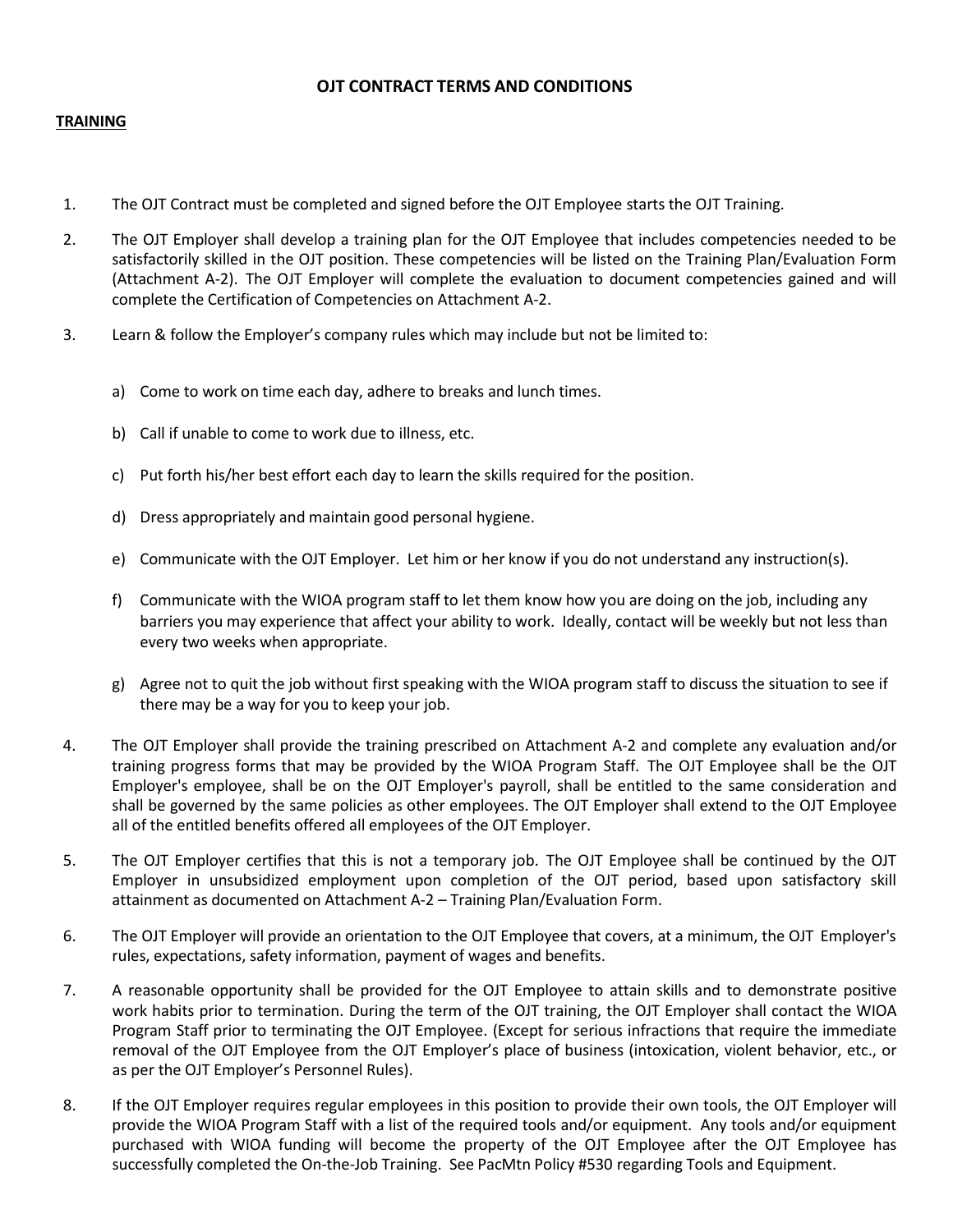# OJT CONTRACT TERMS AND CONDITIONS

## TRAINING

1. The OJT Contract must be completed and signed before the OJT Employee starts the OJT Training.

2. The OJT Employer shall develop a training plan for the OJT Employee that includes competencies needed to be satisfactorily skilled in the OJT position. These competencies will be listed on the Training Plan/Evaluation Form (Attachment A-2). The OJT Employer will complete the evaluation to document competencies gained and will complete the Certification of Competencies on Attachment A-2.

3. Learn & follow the Employer's company rules which may include but not be limited to:

   a) Come to work on time each day, adhere to breaks and lunch times.

   b) Call if unable to come to work due to illness, etc.

   c) Put forth his/her best effort each day to learn the skills required for the position.

   d) Dress appropriately and maintain good personal hygiene.

   e) Communicate with the OJT Employer. Let him or her know if you do not understand any instruction(s).

   f) Communicate with the WIOA program staff to let them know how you are doing on the job, including any barriers you may experience that affect your ability to work. Ideally, contact will be weekly but not less than every two weeks when appropriate.

   g) Agree not to quit the job without first speaking with the WIOA program staff to discuss the situation to see if there may be a way for you to keep your job.

4. The OJT Employer shall provide the training prescribed on Attachment A-2 and complete any evaluation and/or training progress forms that may be provided by the WIOA Program Staff. The OJT Employee shall be the OJT Employer's employee, shall be on the OJT Employer's payroll, shall be entitled to the same consideration and shall be governed by the same policies as other employees. The OJT Employer shall extend to the OJT Employee all of the entitled benefits offered all employees of the OJT Employer.

5. The OJT Employer certifies that this is not a temporary job. The OJT Employee shall be continued by the OJT Employer in unsubsidized employment upon completion of the OJT period, based upon satisfactory skill attainment as documented on Attachment A-2 – Training Plan/Evaluation Form.

6. The OJT Employer will provide an orientation to the OJT Employee that covers, at a minimum, the OJT Employer's rules, expectations, safety information, payment of wages and benefits.

7. A reasonable opportunity shall be provided for the OJT Employee to attain skills and to demonstrate positive work habits prior to termination. During the term of the OJT training, the OJT Employer shall contact the WIOA Program Staff prior to terminating the OJT Employee. (Except for serious infractions that require the immediate removal of the OJT Employee from the OJT Employer's place of business (intoxication, violent behavior, etc., or as per the OJT Employer's Personnel Rules).

8. If the OJT Employer requires regular employees in this position to provide their own tools, the OJT Employer will provide the WIOA Program Staff with a list of the required tools and/or equipment. Any tools and/or equipment purchased with WIOA funding will become the property of the OJT Employee after the OJT Employee has successfully completed the On-the-Job Training. See PacMtn Policy #530 regarding Tools and Equipment.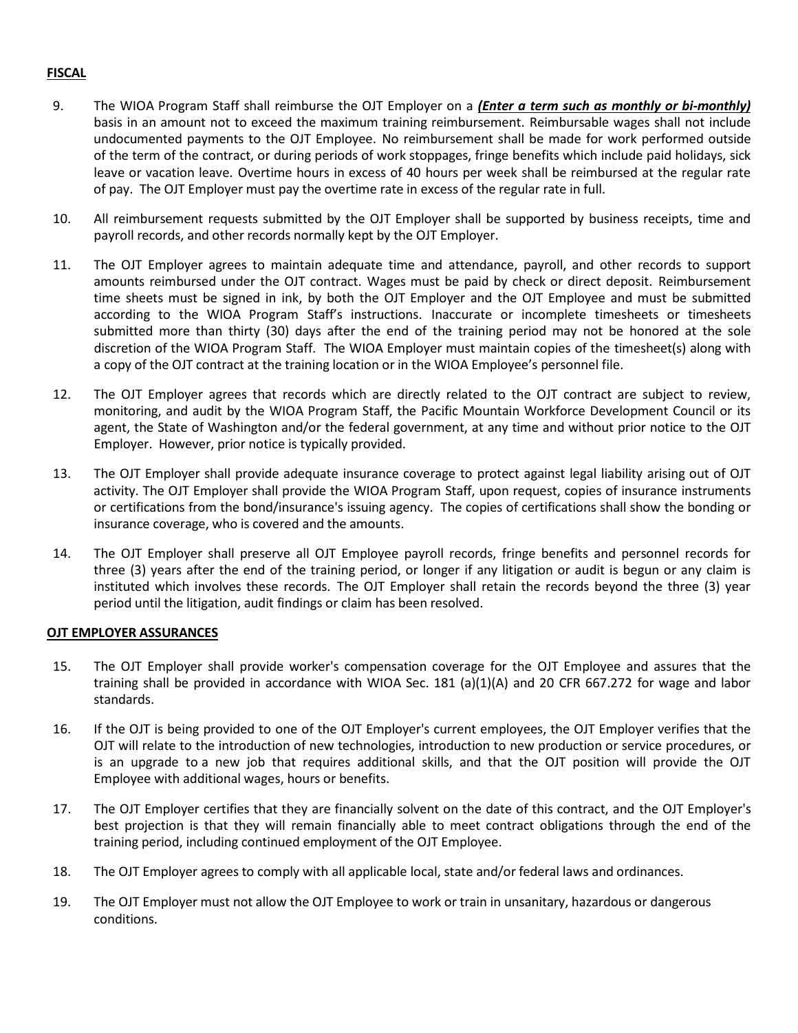**FISCAL**

9. The WIOA Program Staff shall reimburse the OJT Employer on a ***Enter a term such as monthly or bi-monthly)*** basis in an amount not to exceed the maximum training reimbursement. Reimbursable wages shall not include undocumented payments to the OJT Employee. No reimbursement shall be made for work performed outside of the term of the contract, or during periods of work stoppages, fringe benefits which include paid holidays, sick leave or vacation leave. Overtime hours in excess of 40 hours per week shall be reimbursed at the regular rate of pay. The OJT Employer must pay the overtime rate in excess of the regular rate in full.

10. All reimbursement requests submitted by the OJT Employer shall be supported by business receipts, time and payroll records, and other records normally kept by the OJT Employer.

11. The OJT Employer agrees to maintain adequate time and attendance, payroll, and other records to support amounts reimbursed under the OJT contract. Wages must be paid by check or direct deposit. Reimbursement time sheets must be signed in ink, by both the OJT Employer and the OJT Employee and must be submitted according to the WIOA Program Staff's instructions. Inaccurate or incomplete timesheets or timesheets submitted more than thirty (30) days after the end of the training period may not be honored at the sole discretion of the WIOA Program Staff. The WIOA Employer must maintain copies of the timesheet(s) along with a copy of the OJT contract at the training location or in the WIOA Employee's personnel file.

12. The OJT Employer agrees that records which are directly related to the OJT contract are subject to review, monitoring, and audit by the WIOA Program Staff, the Pacific Mountain Workforce Development Council or its agent, the State of Washington and/or the federal government, at any time and without prior notice to the OJT Employer. However, prior notice is typically provided.

13. The OJT Employer shall provide adequate insurance coverage to protect against legal liability arising out of OJT activity. The OJT Employer shall provide the WIOA Program Staff, upon request, copies of insurance instruments or certifications from the bond/insurance's issuing agency. The copies of certifications shall show the bonding or insurance coverage, who is covered and the amounts.

14. The OJT Employer shall preserve all OJT Employee payroll records, fringe benefits and personnel records for three (3) years after the end of the training period, or longer if any litigation or audit is begun or any claim is instituted which involves these records. The OJT Employer shall retain the records beyond the three (3) year period until the litigation, audit findings or claim has been resolved.

**OJT EMPLOYER ASSURANCES**

15. The OJT Employer shall provide worker's compensation coverage for the OJT Employee and assures that the training shall be provided in accordance with WIOA Sec. 181 (a)(1)(A) and 20 CFR 667.272 for wage and labor standards.

16. If the OJT is being provided to one of the OJT Employer's current employees, the OJT Employer verifies that the OJT will relate to the introduction of new technologies, introduction to new production or service procedures, or is an upgrade to a new job that requires additional skills, and that the OJT position will provide the OJT Employee with additional wages, hours or benefits.

17. The OJT Employer certifies that they are financially solvent on the date of this contract, and the OJT Employer's best projection is that they will remain financially able to meet contract obligations through the end of the training period, including continued employment of the OJT Employee.

18. The OJT Employer agrees to comply with all applicable local, state and/or federal laws and ordinances.

19. The OJT Employer must not allow the OJT Employee to work or train in unsanitary, hazardous or dangerous conditions.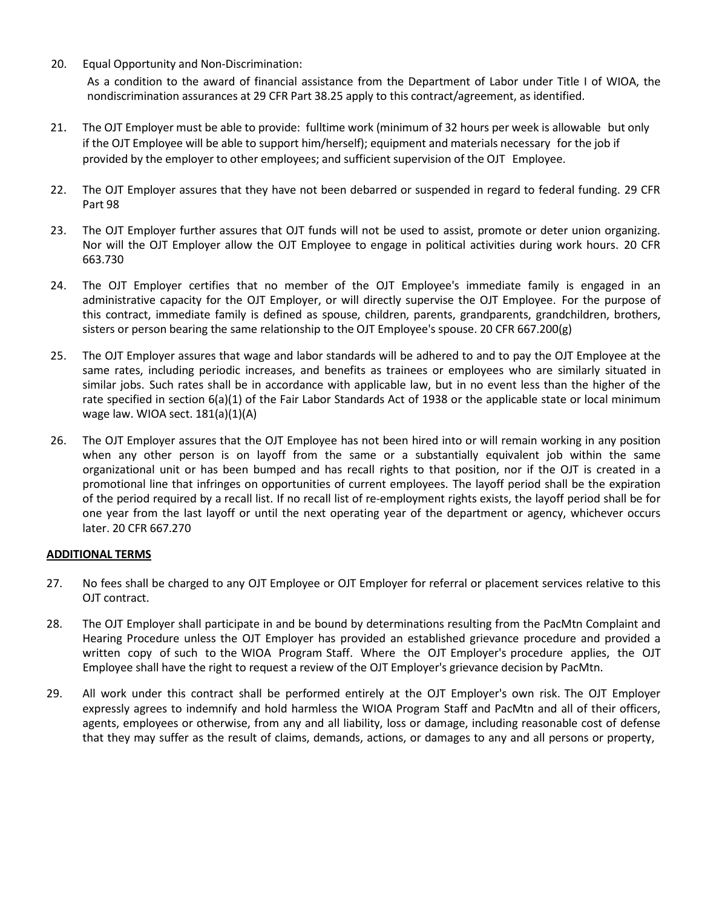20. Equal Opportunity and Non-Discrimination:

    As a condition to the award of financial assistance from the Department of Labor under Title I of WIOA, the nondiscrimination assurances at 29 CFR Part 38.25 apply to this contract/agreement, as identified.

21. The OJT Employer must be able to provide: fulltime work (minimum of 32 hours per week is allowable but only if the OJT Employee will be able to support him/herself); equipment and materials necessary for the job if provided by the employer to other employees; and sufficient supervision of the OJT Employee.

22. The OJT Employer assures that they have not been debarred or suspended in regard to federal funding. 29 CFR Part 98

23. The OJT Employer further assures that OJT funds will not be used to assist, promote or deter union organizing. Nor will the OJT Employer allow the OJT Employee to engage in political activities during work hours. 20 CFR 663.730

24. The OJT Employer certifies that no member of the OJT Employee's immediate family is engaged in an administrative capacity for the OJT Employer, or will directly supervise the OJT Employee. For the purpose of this contract, immediate family is defined as spouse, children, parents, grandparents, grandchildren, brothers, sisters or person bearing the same relationship to the OJT Employee's spouse. 20 CFR 667.200(g)

25. The OJT Employer assures that wage and labor standards will be adhered to and to pay the OJT Employee at the same rates, including periodic increases, and benefits as trainees or employees who are similarly situated in similar jobs. Such rates shall be in accordance with applicable law, but in no event less than the higher of the rate specified in section 6(a)(1) of the Fair Labor Standards Act of 1938 or the applicable state or local minimum wage law. WIOA sect. 181(a)(1)(A)

26. The OJT Employer assures that the OJT Employee has not been hired into or will remain working in any position when any other person is on layoff from the same or a substantially equivalent job within the same organizational unit or has been bumped and has recall rights to that position, nor if the OJT is created in a promotional line that infringes on opportunities of current employees. The layoff period shall be the expiration of the period required by a recall list. If no recall list of re-employment rights exists, the layoff period shall be for one year from the last layoff or until the next operating year of the department or agency, whichever occurs later. 20 CFR 667.270

**ADDITIONAL TERMS**

27. No fees shall be charged to any OJT Employee or OJT Employer for referral or placement services relative to this OJT contract.

28. The OJT Employer shall participate in and be bound by determinations resulting from the PacMtn Complaint and Hearing Procedure unless the OJT Employer has provided an established grievance procedure and provided a written copy of such to the WIOA Program Staff. Where the OJT Employer's procedure applies, the OJT Employee shall have the right to request a review of the OJT Employer's grievance decision by PacMtn.

29. All work under this contract shall be performed entirely at the OJT Employer's own risk. The OJT Employer expressly agrees to indemnify and hold harmless the WIOA Program Staff and PacMtn and all of their officers, agents, employees or otherwise, from any and all liability, loss or damage, including reasonable cost of defense that they may suffer as the result of claims, demands, actions, or damages to any and all persons or property,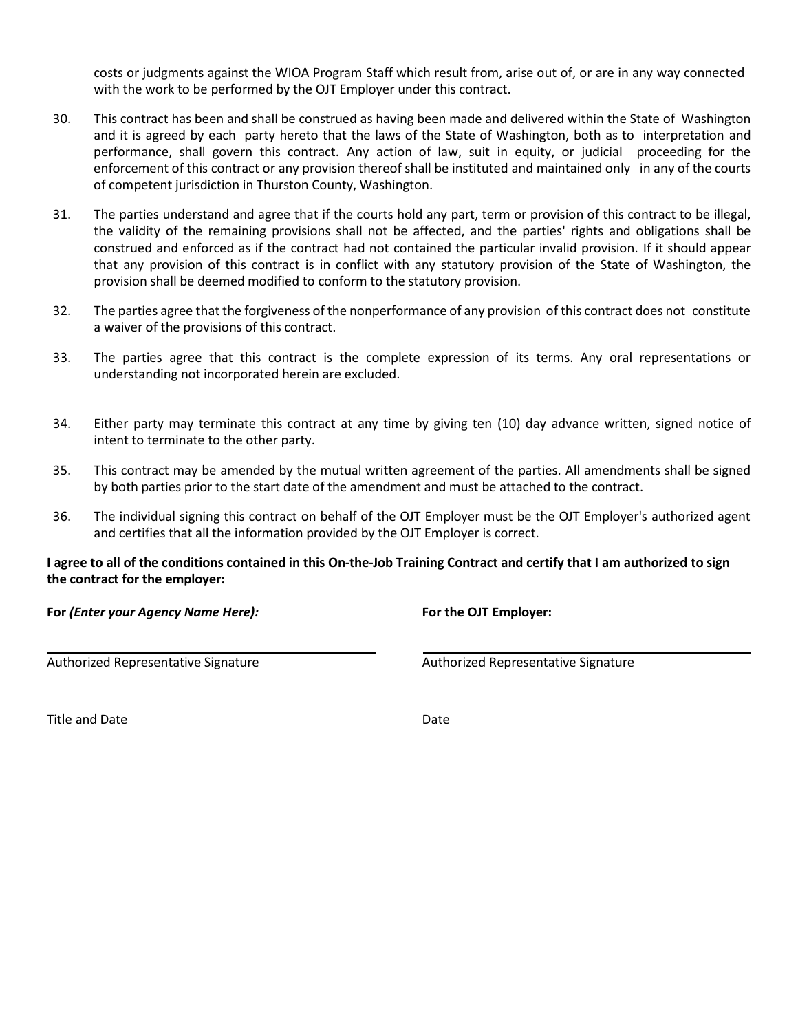costs or judgments against the WIOA Program Staff which result from, arise out of, or are in any way connected with the work to be performed by the OJT Employer under this contract.

30. This contract has been and shall be construed as having been made and delivered within the State of Washington and it is agreed by each party hereto that the laws of the State of Washington, both as to interpretation and performance, shall govern this contract. Any action of law, suit in equity, or judicial proceeding for the enforcement of this contract or any provision thereof shall be instituted and maintained only in any of the courts of competent jurisdiction in Thurston County, Washington.

31. The parties understand and agree that if the courts hold any part, term or provision of this contract to be illegal, the validity of the remaining provisions shall not be affected, and the parties' rights and obligations shall be construed and enforced as if the contract had not contained the particular invalid provision. If it should appear that any provision of this contract is in conflict with any statutory provision of the State of Washington, the provision shall be deemed modified to conform to the statutory provision.

32. The parties agree that the forgiveness of the nonperformance of any provision of this contract does not constitute a waiver of the provisions of this contract.

33. The parties agree that this contract is the complete expression of its terms. Any oral representations or understanding not incorporated herein are excluded.

34. Either party may terminate this contract at any time by giving ten (10) day advance written, signed notice of intent to terminate to the other party.

35. This contract may be amended by the mutual written agreement of the parties. All amendments shall be signed by both parties prior to the start date of the amendment and must be attached to the contract.

36. The individual signing this contract on behalf of the OJT Employer must be the OJT Employer's authorized agent and certifies that all the information provided by the OJT Employer is correct.

**I agree to all of the conditions contained in this On-the-Job Training Contract and certify that I am authorized to sign the contract for the employer:**

| **For *(Enter your Agency Name Here):*** | **For the OJT Employer:** |
| --- | --- |
| ______________________________ | ______________________________ |
| Authorized Representative Signature | Authorized Representative Signature |
| ______________________________ | ______________________________ |
| Title and Date | Date |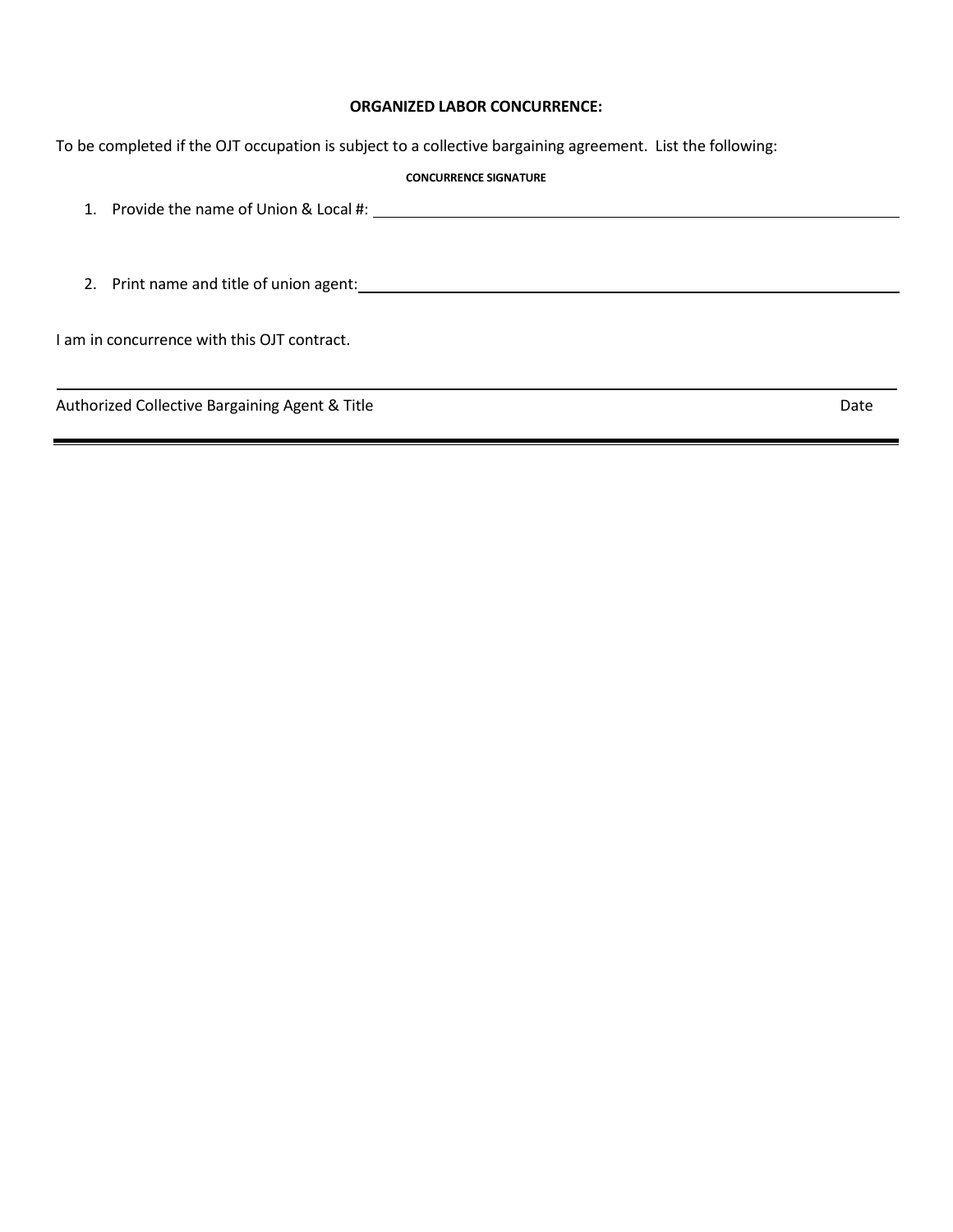**ORGANIZED LABOR CONCURRENCE:**

To be completed if the OJT occupation is subject to a collective bargaining agreement. List the following:

**CONCURRENCE SIGNATURE**

1. Provide the name of Union & Local #: ______________________________

2. Print name and title of union agent: ______________________________

I am in concurrence with this OJT contract.

______________________________

Authorized Collective Bargaining Agent & Title Date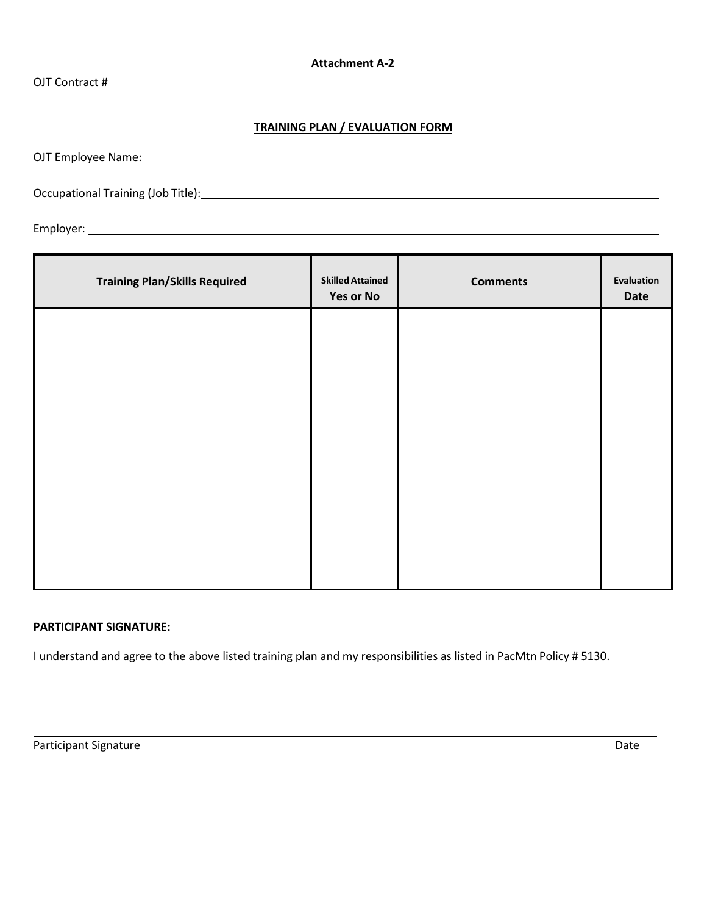**Attachment A-2**

OJT Contract # ______________________

## TRAINING PLAN / EVALUATION FORM

OJT Employee Name: ________________________________________________

Occupational Training (Job Title): ________________________________________________

Employer: ________________________________________________

| Training Plan/Skills Required | Skilled Attained Yes or No | Comments | Evaluation Date |
|---|---|---|---|
| | | | |

**PARTICIPANT SIGNATURE:**

I understand and agree to the above listed training plan and my responsibilities as listed in PacMtn Policy # 5130.

________________________________________________

Participant Signature Date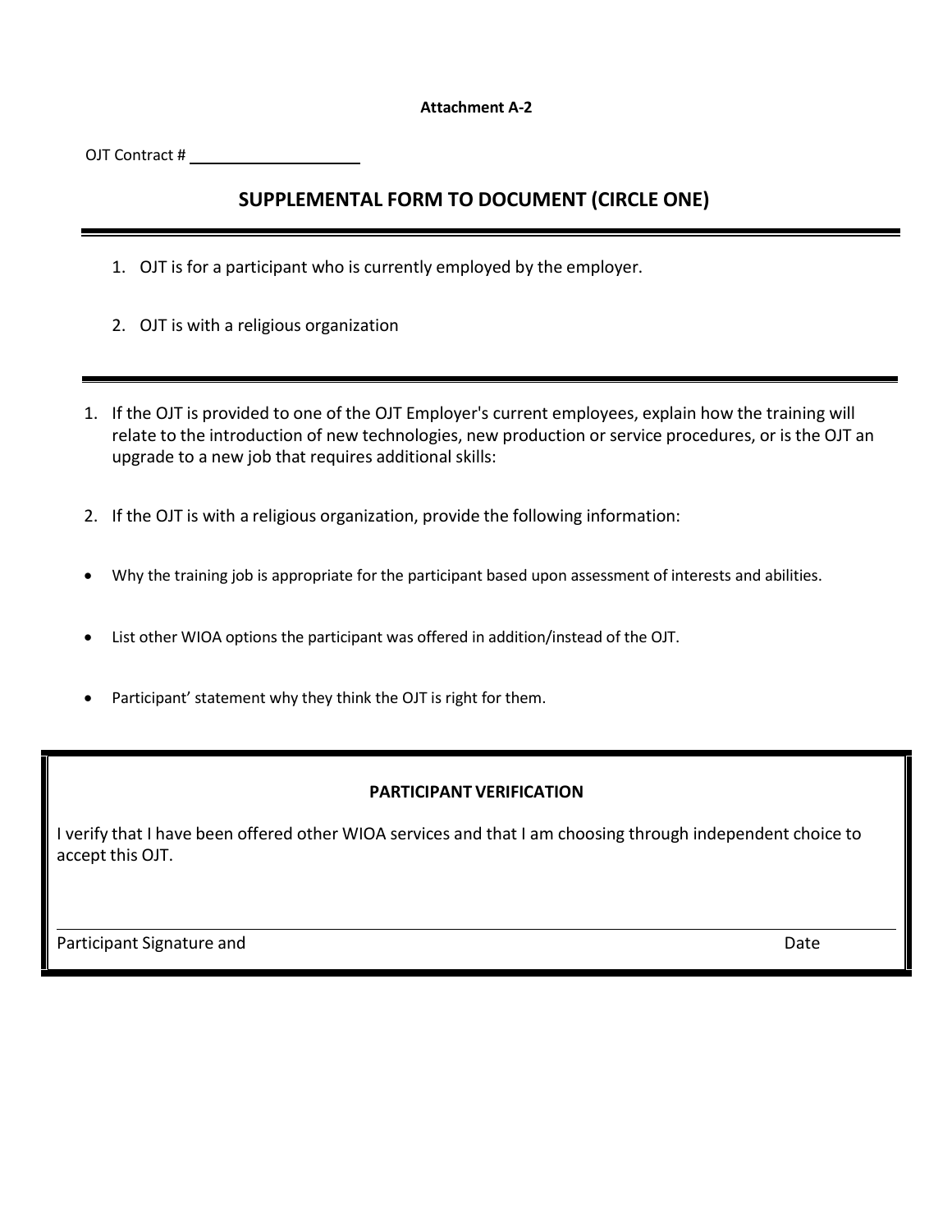**Attachment A-2**

OJT Contract # \_\_\_\_\_\_\_\_\_\_\_\_\_\_\_\_\_\_\_\_

## SUPPLEMENTAL FORM TO DOCUMENT (CIRCLE ONE)

---

1. OJT is for a participant who is currently employed by the employer.

2. OJT is with a religious organization

---

1. If the OJT is provided to one of the OJT Employer's current employees, explain how the training will relate to the introduction of new technologies, new production or service procedures, or is the OJT an upgrade to a new job that requires additional skills:

2. If the OJT is with a religious organization, provide the following information:

- Why the training job is appropriate for the participant based upon assessment of interests and abilities.

- List other WIOA options the participant was offered in addition/instead of the OJT.

- Participant' statement why they think the OJT is right for them.

---

**PARTICIPANT VERIFICATION**

I verify that I have been offered other WIOA services and that I am choosing through independent choice to accept this OJT.

\_\_\_\_\_\_\_\_\_\_\_\_\_\_\_\_\_\_\_\_\_\_\_\_\_\_\_\_\_\_\_\_\_\_\_\_\_\_\_\_\_\_\_\_\_\_\_\_\_\_\_\_\_\_\_\_\_\_\_\_

Participant Signature and Date